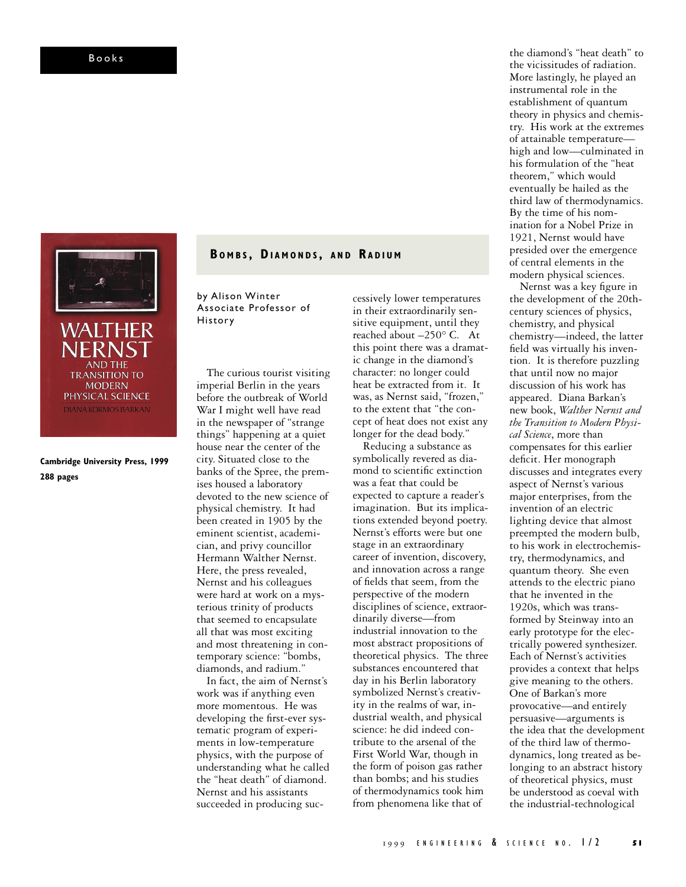Books

Cambridge University Press, 1999
288 pages

## Bombs, Diamonds, and Radium

by Alison Winter
Associate Professor of History

The curious tourist visiting imperial Berlin in the years before the outbreak of World War I might well have read in the newspaper of "strange things" happening at a quiet house near the center of the city. Situated close to the banks of the Spree, the premises housed a laboratory devoted to the new science of physical chemistry. It had been created in 1905 by the eminent scientist, academician, and privy councillor Hermann Walther Nernst. Here, the press revealed, Nernst and his colleagues were hard at work on a mysterious trinity of products that seemed to encapsulate all that was most exciting and most threatening in contemporary science: "bombs, diamonds, and radium."

In fact, the aim of Nernst's work was if anything even more momentous. He was developing the first-ever systematic program of experiments in low-temperature physics, with the purpose of understanding what he called the "heat death" of diamond. Nernst and his assistants succeeded in producing successively lower temperatures in their extraordinarily sensitive equipment, until they reached about –250° C. At this point there was a dramatic change in the diamond's character: no longer could heat be extracted from it. It was, as Nernst said, "frozen," to the extent that "the concept of heat does not exist any longer for the dead body."

Reducing a substance as symbolically revered as diamond to scientific extinction was a feat that could be expected to capture a reader's imagination. But its implications extended beyond poetry. Nernst's efforts were but one stage in an extraordinary career of invention, discovery, and innovation across a range of fields that seem, from the perspective of the modern disciplines of science, extraordinarily diverse—from industrial innovation to the most abstract propositions of theoretical physics. The three substances encountered that day in his Berlin laboratory symbolized Nernst's creativity in the realms of war, industrial wealth, and physical science: he did indeed contribute to the arsenal of the First World War, though in the form of poison gas rather than bombs; and his studies of thermodynamics took him from phenomena like that of the diamond's "heat death" to the vicissitudes of radiation. More lastingly, he played an instrumental role in the establishment of quantum theory in physics and chemistry. His work at the extremes of attainable temperature—high and low—culminated in his formulation of the "heat theorem," which would eventually be hailed as the third law of thermodynamics. By the time of his nomination for a Nobel Prize in 1921, Nernst would have presided over the emergence of central elements in the modern physical sciences.

Nernst was a key figure in the development of the 20th-century sciences of physics, chemistry, and physical chemistry—indeed, the latter field was virtually his invention. It is therefore puzzling that until now no major discussion of his work has appeared. Diana Barkan's new book, *Walther Nernst and the Transition to Modern Physical Science*, more than compensates for this earlier deficit. Her monograph discusses and integrates every aspect of Nernst's various major enterprises, from the invention of an electric lighting device that almost preempted the modern bulb, to his work in electrochemistry, thermodynamics, and quantum theory. She even attends to the electric piano that he invented in the 1920s, which was transformed by Steinway into an early prototype for the electrically powered synthesizer. Each of Nernst's activities provides a context that helps give meaning to the others. One of Barkan's more provocative—and entirely persuasive—arguments is the idea that the development of the third law of thermodynamics, long treated as belonging to an abstract history of theoretical physics, must be understood as coeval with the industrial-technological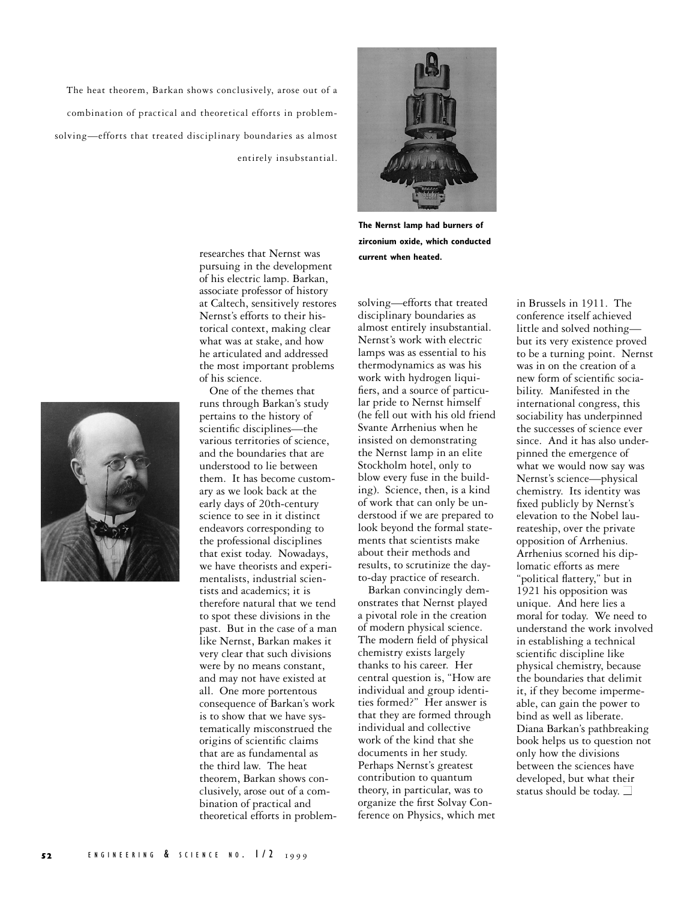The heat theorem, Barkan shows conclusively, arose out of a combination of practical and theoretical efforts in problem-solving—efforts that treated disciplinary boundaries as almost entirely insubstantial.

The Nernst lamp had burners of zirconium oxide, which conducted current when heated.

researches that Nernst was pursuing in the development of his electric lamp. Barkan, associate professor of history at Caltech, sensitively restores Nernst's efforts to their historical context, making clear what was at stake, and how he articulated and addressed the most important problems of his science.

One of the themes that runs through Barkan's study pertains to the history of scientific disciplines—the various territories of science, and the boundaries that are understood to lie between them. It has become customary as we look back at the early days of 20th-century science to see in it distinct endeavors corresponding to the professional disciplines that exist today. Nowadays, we have theorists and experimentalists, industrial scientists and academics; it is therefore natural that we tend to spot these divisions in the past. But in the case of a man like Nernst, Barkan makes it very clear that such divisions were by no means constant, and may not have existed at all. One more portentous consequence of Barkan's work is to show that we have systematically misconstrued the origins of scientific claims that are as fundamental as the third law. The heat theorem, Barkan shows conclusively, arose out of a combination of practical and theoretical efforts in problem-solving—efforts that treated disciplinary boundaries as almost entirely insubstantial. Nernst's work with electric lamps was as essential to his thermodynamics as was his work with hydrogen liquifiers, and a source of particular pride to Nernst himself (he fell out with his old friend Svante Arrhenius when he insisted on demonstrating the Nernst lamp in an elite Stockholm hotel, only to blow every fuse in the building). Science, then, is a kind of work that can only be understood if we are prepared to look beyond the formal statements that scientists make about their methods and results, to scrutinize the day-to-day practice of research.

Barkan convincingly demonstrates that Nernst played a pivotal role in the creation of modern physical science. The modern field of physical chemistry exists largely thanks to his career. Her central question is, "How are individual and group identities formed?" Her answer is that they are formed through individual and collective work of the kind that she documents in her study. Perhaps Nernst's greatest contribution to quantum theory, in particular, was to organize the first Solvay Conference on Physics, which met in Brussels in 1911. The conference itself achieved little and solved nothing—but its very existence proved to be a turning point. Nernst was in on the creation of a new form of scientific sociability. Manifested in the international congress, this sociability has underpinned the successes of science ever since. And it has also underpinned the emergence of what we would now say was Nernst's science—physical chemistry. Its identity was fixed publicly by Nernst's elevation to the Nobel laureateship, over the private opposition of Arrhenius. Arrhenius scorned his diplomatic efforts as mere "political flattery," but in 1921 his opposition was unique. And here lies a moral for today. We need to understand the work involved in establishing a technical scientific discipline like physical chemistry, because the boundaries that delimit it, if they become impermeable, can gain the power to bind as well as liberate. Diana Barkan's pathbreaking book helps us to question not only how the divisions between the sciences have developed, but what their status should be today. ☐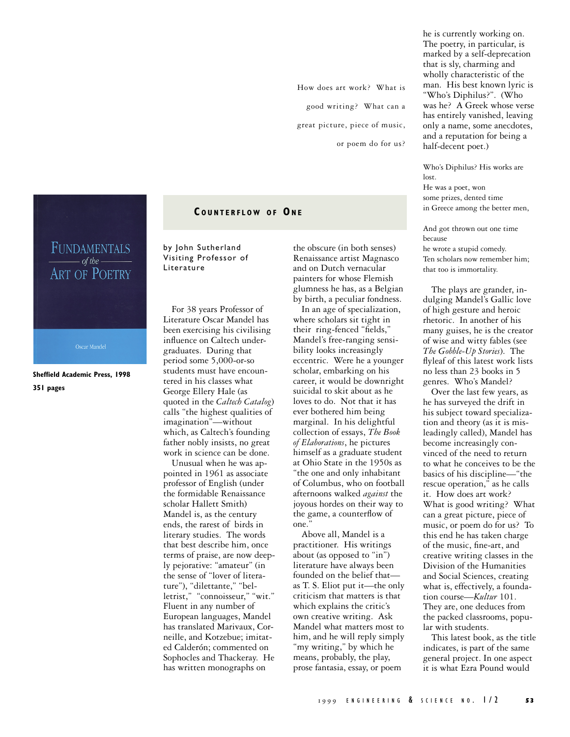How does art work? What is good writing? What can a great picture, piece of music, or poem do for us?

FUNDAMENTALS *of the* ART OF POETRY

Oscar Mandel

**Sheffield Academic Press, 1998**
**351 pages**

## Counterflow of One

by John Sutherland
Visiting Professor of Literature

For 38 years Professor of Literature Oscar Mandel has been exercising his civilising influence on Caltech undergraduates. During that period some 5,000-or-so students must have encountered in his classes what George Ellery Hale (as quoted in the *Caltech Catalog*) calls "the highest qualities of imagination"—without which, as Caltech's founding father nobly insists, no great work in science can be done.

Unusual when he was appointed in 1961 as associate professor of English (under the formidable Renaissance scholar Hallett Smith) Mandel is, as the century ends, the rarest of birds in literary studies. The words that best describe him, once terms of praise, are now deeply pejorative: "amateur" (in the sense of "lover of literature"), "dilettante," "belletrist," "connoisseur," "wit." Fluent in any number of European languages, Mandel has translated Marivaux, Corneille, and Kotzebue; imitated Calderón; commented on Sophocles and Thackeray. He has written monographs on the obscure (in both senses) Renaissance artist Magnasco and on Dutch vernacular painters for whose Flemish glumness he has, as a Belgian by birth, a peculiar fondness.

In an age of specialization, where scholars sit tight in their ring-fenced "fields," Mandel's free-ranging sensibility looks increasingly eccentric. Were he a younger scholar, embarking on his career, it would be downright suicidal to skit about as he loves to do. Not that it has ever bothered him being marginal. In his delightful collection of essays, *The Book of Elaborations*, he pictures himself as a graduate student at Ohio State in the 1950s as "the one and only inhabitant of Columbus, who on football afternoons walked *against* the joyous hordes on their way to the game, a counterflow of one."

Above all, Mandel is a practitioner. His writings about (as opposed to "in") literature have always been founded on the belief that—as T. S. Eliot put it—the only criticism that matters is that which explains the critic's own creative writing. Ask Mandel what matters most to him, and he will reply simply "my writing," by which he means, probably, the play, prose fantasia, essay, or poem he is currently working on. The poetry, in particular, is marked by a self-deprecation that is sly, charming and wholly characteristic of the man. His best known lyric is "Who's Diphilus?". (Who was he? A Greek whose verse has entirely vanished, leaving only a name, some anecdotes, and a reputation for being a half-decent poet.)

Who's Diphilus? His works are lost.
He was a poet, won
some prizes, dented time
in Greece among the better men,

And got thrown out one time because
he wrote a stupid comedy.
Ten scholars now remember him;
that too is immortality.

The plays are grander, indulging Mandel's Gallic love of high gesture and heroic rhetoric. In another of his many guises, he is the creator of wise and witty fables (see *The Gobble-Up Stories*). The flyleaf of this latest work lists no less than 23 books in 5 genres. Who's Mandel?

Over the last few years, as he has surveyed the drift in his subject toward specialization and theory (as it is misleadingly called), Mandel has become increasingly convinced of the need to return to what he conceives to be the basics of his discipline—"the rescue operation," as he calls it. How does art work? What is good writing? What can a great picture, piece of music, or poem do for us? To this end he has taken charge of the music, fine-art, and creative writing classes in the Division of the Humanities and Social Sciences, creating what is, effectively, a foundation course—*Kultur* 101. They are, one deduces from the packed classrooms, popular with students.

This latest book, as the title indicates, is part of the same general project. In one aspect it is what Ezra Pound would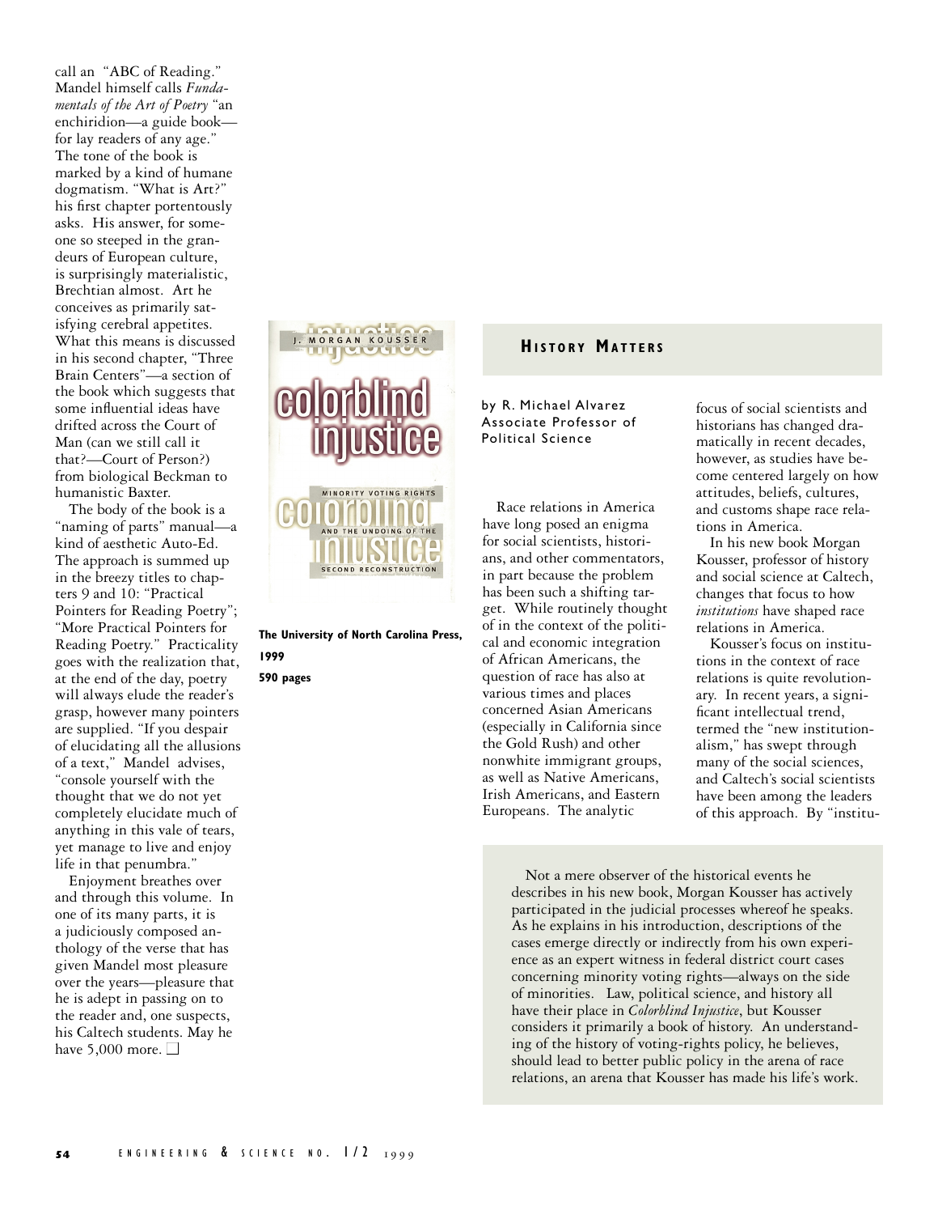call an "ABC of Reading." Mandel himself calls *Fundamentals of the Art of Poetry* "an enchiridion—a guide book—for lay readers of any age." The tone of the book is marked by a kind of humane dogmatism. "What is Art?" his first chapter portentously asks. His answer, for someone so steeped in the grandeurs of European culture, is surprisingly materialistic, Brechtian almost. Art he conceives as primarily satisfying cerebral appetites. What this means is discussed in his second chapter, "Three Brain Centers"—a section of the book which suggests that some influential ideas have drifted across the Court of Man (can we still call it that?—Court of Person?) from biological Beckman to humanistic Baxter.

The body of the book is a "naming of parts" manual—a kind of aesthetic Auto-Ed. The approach is summed up in the breezy titles to chapters 9 and 10: "Practical Pointers for Reading Poetry"; "More Practical Pointers for Reading Poetry." Practicality goes with the realization that, at the end of the day, poetry will always elude the reader's grasp, however many pointers are supplied. "If you despair of elucidating all the allusions of a text," Mandel advises, "console yourself with the thought that we do not yet completely elucidate much of anything in this vale of tears, yet manage to live and enjoy life in that penumbra."

Enjoyment breathes over and through this volume. In one of its many parts, it is a judiciously composed anthology of the verse that has given Mandel most pleasure over the years—pleasure that he is adept in passing on to the reader and, one suspects, his Caltech students. May he have 5,000 more. ☐

**The University of North Carolina Press, 1999**
**590 pages**

## History Matters

by R. Michael Alvarez
Associate Professor of Political Science

Race relations in America have long posed an enigma for social scientists, historians, and other commentators, in part because the problem has been such a shifting target. While routinely thought of in the context of the political and economic integration of African Americans, the question of race has also at various times and places concerned Asian Americans (especially in California since the Gold Rush) and other nonwhite immigrant groups, as well as Native Americans, Irish Americans, and Eastern Europeans. The analytic focus of social scientists and historians has changed dramatically in recent decades, however, as studies have become centered largely on how attitudes, beliefs, cultures, and customs shape race relations in America.

In his new book Morgan Kousser, professor of history and social science at Caltech, changes that focus to how *institutions* have shaped race relations in America.

Kousser's focus on institutions in the context of race relations is quite revolutionary. In recent years, a significant intellectual trend, termed the "new institutionalism," has swept through many of the social sciences, and Caltech's social scientists have been among the leaders of this approach. By "institu-

> Not a mere observer of the historical events he describes in his new book, Morgan Kousser has actively participated in the judicial processes whereof he speaks. As he explains in his introduction, descriptions of the cases emerge directly or indirectly from his own experience as an expert witness in federal district court cases concerning minority voting rights—always on the side of minorities. Law, political science, and history all have their place in *Colorblind Injustice*, but Kousser considers it primarily a book of history. An understanding of the history of voting-rights policy, he believes, should lead to better public policy in the arena of race relations, an arena that Kousser has made his life's work.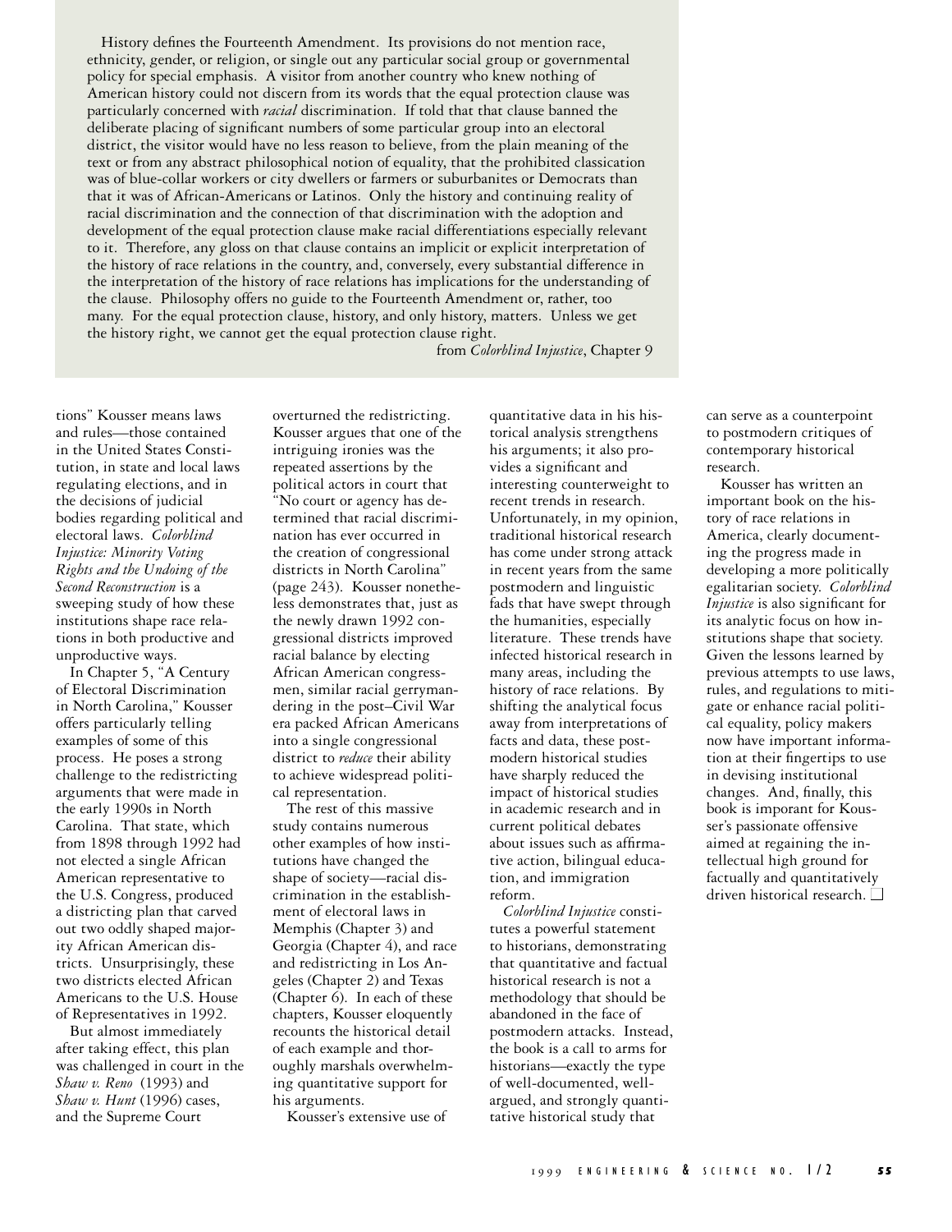History defines the Fourteenth Amendment. Its provisions do not mention race, ethnicity, gender, or religion, or single out any particular social group or governmental policy for special emphasis. A visitor from another country who knew nothing of American history could not discern from its words that the equal protection clause was particularly concerned with *racial* discrimination. If told that that clause banned the deliberate placing of significant numbers of some particular group into an electoral district, the visitor would have no less reason to believe, from the plain meaning of the text or from any abstract philosophical notion of equality, that the prohibited classication was of blue-collar workers or city dwellers or farmers or suburbanites or Democrats than that it was of African-Americans or Latinos. Only the history and continuing reality of racial discrimination and the connection of that discrimination with the adoption and development of the equal protection clause make racial differentiations especially relevant to it. Therefore, any gloss on that clause contains an implicit or explicit interpretation of the history of race relations in the country, and, conversely, every substantial difference in the interpretation of the history of race relations has implications for the understanding of the clause. Philosophy offers no guide to the Fourteenth Amendment or, rather, too many. For the equal protection clause, history, and only history, matters. Unless we get the history right, we cannot get the equal protection clause right.

from *Colorblind Injustice*, Chapter 9

tions" Kousser means laws and rules—those contained in the United States Constitution, in state and local laws regulating elections, and in the decisions of judicial bodies regarding political and electoral laws. *Colorblind Injustice: Minority Voting Rights and the Undoing of the Second Reconstruction* is a sweeping study of how these institutions shape race relations in both productive and unproductive ways.

In Chapter 5, "A Century of Electoral Discrimination in North Carolina," Kousser offers particularly telling examples of some of this process. He poses a strong challenge to the redistricting arguments that were made in the early 1990s in North Carolina. That state, which from 1898 through 1992 had not elected a single African American representative to the U.S. Congress, produced a districting plan that carved out two oddly shaped majority African American districts. Unsurprisingly, these two districts elected African Americans to the U.S. House of Representatives in 1992.

But almost immediately after taking effect, this plan was challenged in court in the *Shaw v. Reno* (1993) and *Shaw v. Hunt* (1996) cases, and the Supreme Court overturned the redistricting. Kousser argues that one of the intriguing ironies was the repeated assertions by the political actors in court that "No court or agency has determined that racial discrimination has ever occurred in the creation of congressional districts in North Carolina" (page 243). Kousser nonetheless demonstrates that, just as the newly drawn 1992 congressional districts improved racial balance by electing African American congressmen, similar racial gerrymandering in the post–Civil War era packed African Americans into a single congressional district to *reduce* their ability to achieve widespread political representation.

The rest of this massive study contains numerous other examples of how institutions have changed the shape of society—racial discrimination in the establishment of electoral laws in Memphis (Chapter 3) and Georgia (Chapter 4), and race and redistricting in Los Angeles (Chapter 2) and Texas (Chapter 6). In each of these chapters, Kousser eloquently recounts the historical detail of each example and thoroughly marshals overwhelming quantitative support for his arguments.

Kousser's extensive use of quantitative data in his historical analysis strengthens his arguments; it also provides a significant and interesting counterweight to recent trends in research. Unfortunately, in my opinion, traditional historical research has come under strong attack in recent years from the same postmodern and linguistic fads that have swept through the humanities, especially literature. These trends have infected historical research in many areas, including the history of race relations. By shifting the analytical focus away from interpretations of facts and data, these postmodern historical studies have sharply reduced the impact of historical studies in academic research and in current political debates about issues such as affirmative action, bilingual education, and immigration reform.

*Colorblind Injustice* constitutes a powerful statement to historians, demonstrating that quantitative and factual historical research is not a methodology that should be abandoned in the face of postmodern attacks. Instead, the book is a call to arms for historians—exactly the type of well-documented, well-argued, and strongly quantitative historical study that can serve as a counterpoint to postmodern critiques of contemporary historical research.

Kousser has written an important book on the history of race relations in America, clearly documenting the progress made in developing a more politically egalitarian society. *Colorblind Injustice* is also significant for its analytic focus on how institutions shape that society. Given the lessons learned by previous attempts to use laws, rules, and regulations to mitigate or enhance racial political equality, policy makers now have important information at their fingertips to use in devising institutional changes. And, finally, this book is imporant for Kousser's passionate offensive aimed at regaining the intellectual high ground for factually and quantitatively driven historical research. ❑